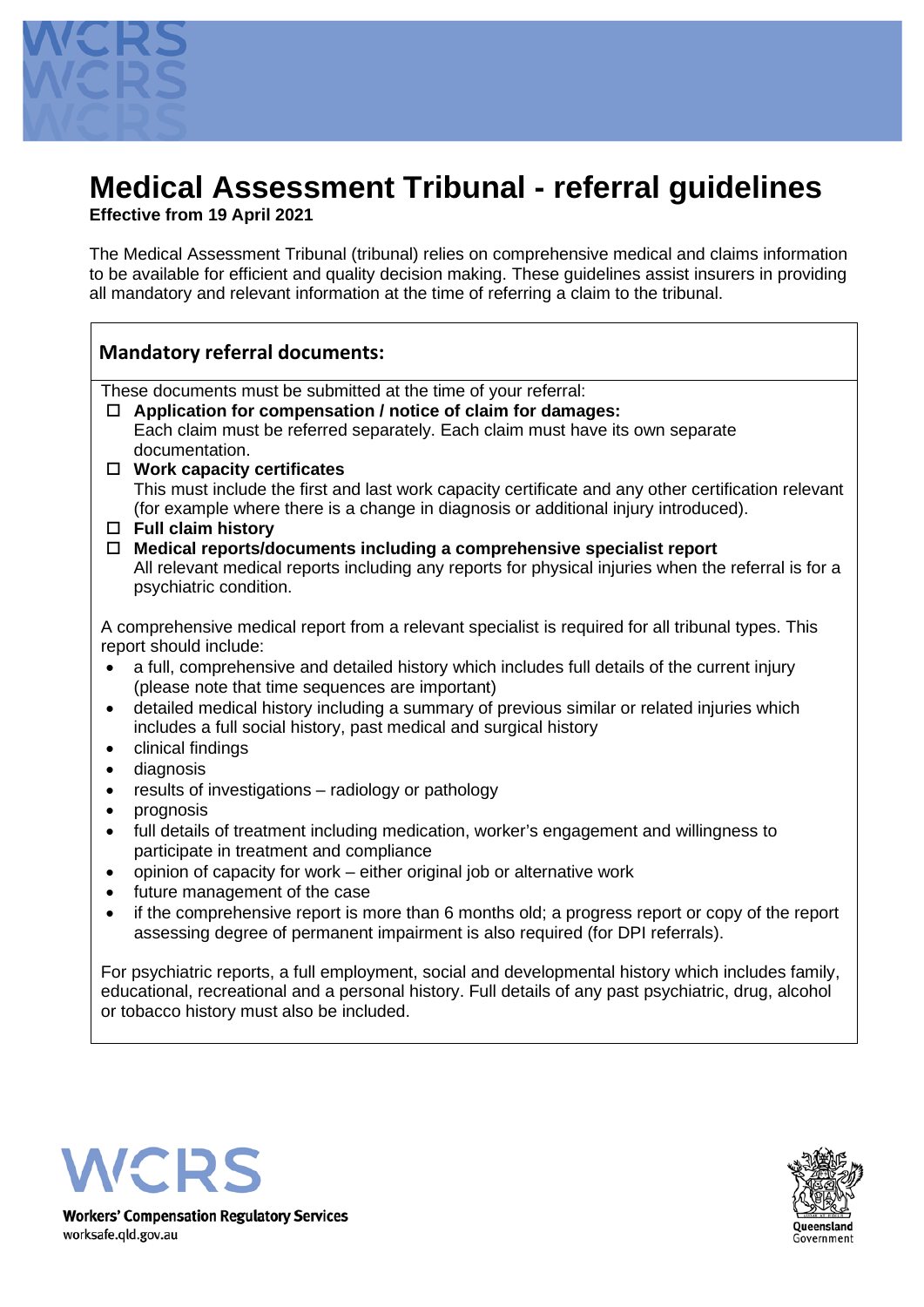# Medical Assessment Tribunal - referral guidelines

**Effective from 19 April 2021**

The Medical Assessment Tribunal (tribunal) relies on comprehensive medical and claims information to be available for efficient and quality decision making. These guidelines assist insurers in providing all mandatory and relevant information at the time of referring a claim to the tribunal.

## Mandatory referral documents:

These documents must be submitted at the time of your referral:

- ☐ **Application for compensation / notice of claim for damages:**
  Each claim must be referred separately. Each claim must have its own separate documentation.
- ☐ **Work capacity certificates**
  This must include the first and last work capacity certificate and any other certification relevant (for example where there is a change in diagnosis or additional injury introduced).
- ☐ **Full claim history**
- ☐ **Medical reports/documents including a comprehensive specialist report**
  All relevant medical reports including any reports for physical injuries when the referral is for a psychiatric condition.

A comprehensive medical report from a relevant specialist is required for all tribunal types. This report should include:

- a full, comprehensive and detailed history which includes full details of the current injury (please note that time sequences are important)
- detailed medical history including a summary of previous similar or related injuries which includes a full social history, past medical and surgical history
- clinical findings
- diagnosis
- results of investigations – radiology or pathology
- prognosis
- full details of treatment including medication, worker's engagement and willingness to participate in treatment and compliance
- opinion of capacity for work – either original job or alternative work
- future management of the case
- if the comprehensive report is more than 6 months old; a progress report or copy of the report assessing degree of permanent impairment is also required (for DPI referrals).

For psychiatric reports, a full employment, social and developmental history which includes family, educational, recreational and a personal history. Full details of any past psychiatric, drug, alcohol or tobacco history must also be included.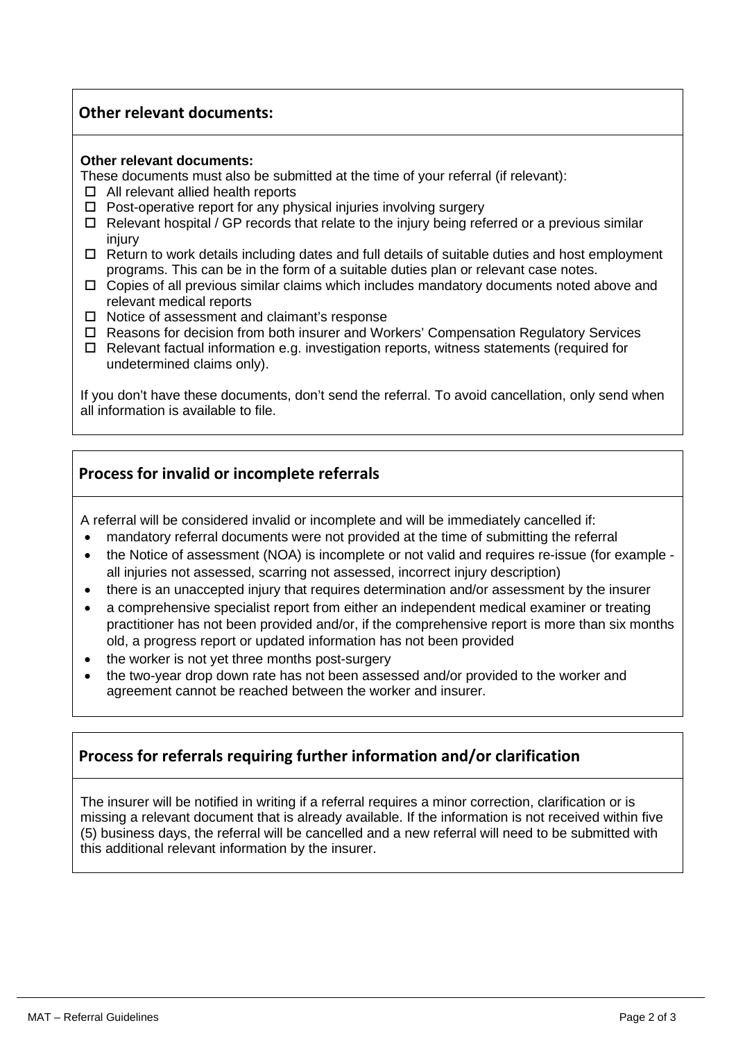## Other relevant documents:

**Other relevant documents:**

These documents must also be submitted at the time of your referral (if relevant):

- ☐ All relevant allied health reports
- ☐ Post-operative report for any physical injuries involving surgery
- ☐ Relevant hospital / GP records that relate to the injury being referred or a previous similar injury
- ☐ Return to work details including dates and full details of suitable duties and host employment programs. This can be in the form of a suitable duties plan or relevant case notes.
- ☐ Copies of all previous similar claims which includes mandatory documents noted above and relevant medical reports
- ☐ Notice of assessment and claimant's response
- ☐ Reasons for decision from both insurer and Workers' Compensation Regulatory Services
- ☐ Relevant factual information e.g. investigation reports, witness statements (required for undetermined claims only).

If you don't have these documents, don't send the referral. To avoid cancellation, only send when all information is available to file.

## Process for invalid or incomplete referrals

A referral will be considered invalid or incomplete and will be immediately cancelled if:

- mandatory referral documents were not provided at the time of submitting the referral
- the Notice of assessment (NOA) is incomplete or not valid and requires re-issue (for example - all injuries not assessed, scarring not assessed, incorrect injury description)
- there is an unaccepted injury that requires determination and/or assessment by the insurer
- a comprehensive specialist report from either an independent medical examiner or treating practitioner has not been provided and/or, if the comprehensive report is more than six months old, a progress report or updated information has not been provided
- the worker is not yet three months post-surgery
- the two-year drop down rate has not been assessed and/or provided to the worker and agreement cannot be reached between the worker and insurer.

## Process for referrals requiring further information and/or clarification

The insurer will be notified in writing if a referral requires a minor correction, clarification or is missing a relevant document that is already available. If the information is not received within five (5) business days, the referral will be cancelled and a new referral will need to be submitted with this additional relevant information by the insurer.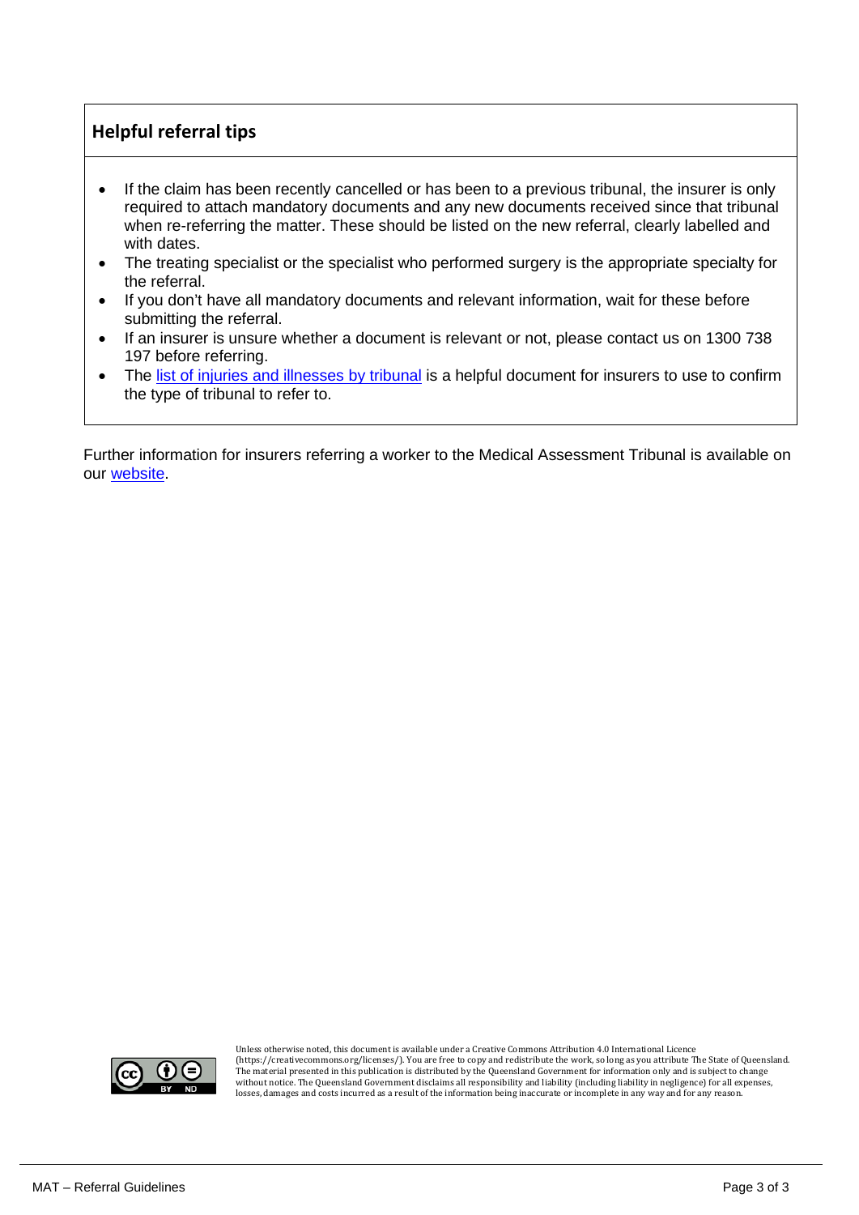## Helpful referral tips

- If the claim has been recently cancelled or has been to a previous tribunal, the insurer is only required to attach mandatory documents and any new documents received since that tribunal when re-referring the matter. These should be listed on the new referral, clearly labelled and with dates.
- The treating specialist or the specialist who performed surgery is the appropriate specialty for the referral.
- If you don't have all mandatory documents and relevant information, wait for these before submitting the referral.
- If an insurer is unsure whether a document is relevant or not, please contact us on 1300 738 197 before referring.
- The list of injuries and illnesses by tribunal is a helpful document for insurers to use to confirm the type of tribunal to refer to.

Further information for insurers referring a worker to the Medical Assessment Tribunal is available on our website.

Unless otherwise noted, this document is available under a Creative Commons Attribution 4.0 International Licence (https://creativecommons.org/licenses/). You are free to copy and redistribute the work, so long as you attribute The State of Queensland. The material presented in this publication is distributed by the Queensland Government for information only and is subject to change without notice. The Queensland Government disclaims all responsibility and liability (including liability in negligence) for all expenses, losses, damages and costs incurred as a result of the information being inaccurate or incomplete in any way and for any reason.